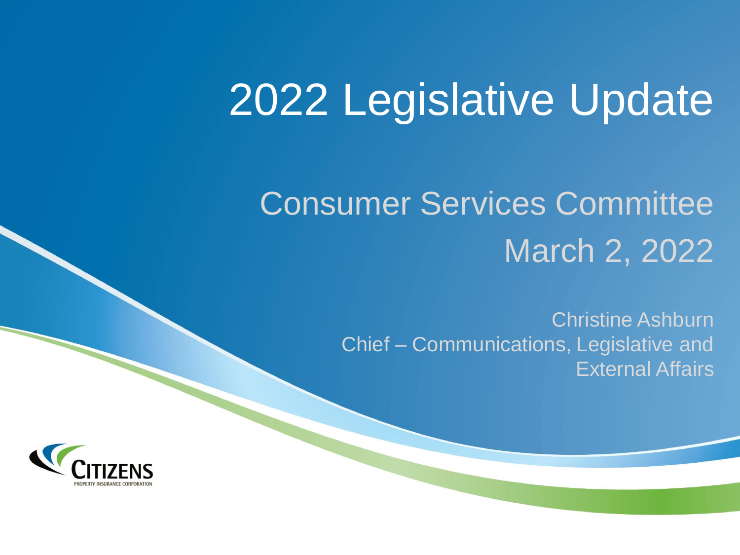# 2022 Legislative Update

## Consumer Services Committee
## March 2, 2022

Christine Ashburn
Chief – Communications, Legislative and External Affairs

CITIZENS
PROPERTY INSURANCE CORPORATION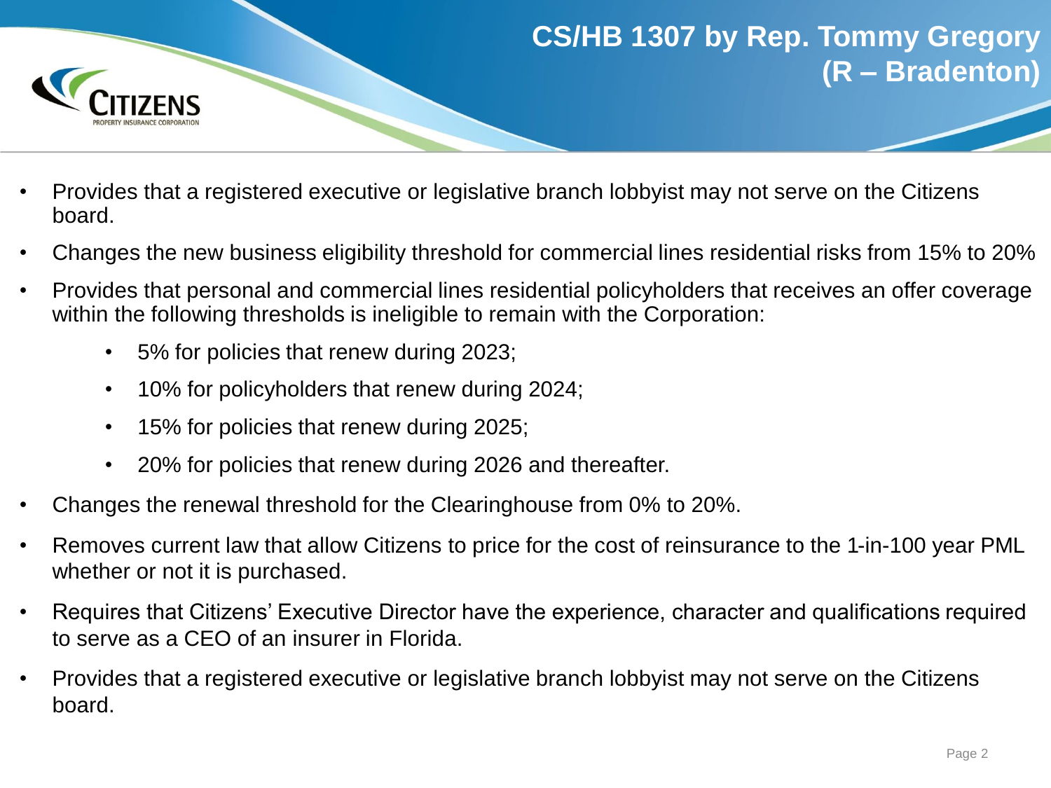## CS/HB 1307 by Rep. Tommy Gregory (R – Bradenton)

- Provides that a registered executive or legislative branch lobbyist may not serve on the Citizens board.
- Changes the new business eligibility threshold for commercial lines residential risks from 15% to 20%
- Provides that personal and commercial lines residential policyholders that receives an offer coverage within the following thresholds is ineligible to remain with the Corporation:
  - 5% for policies that renew during 2023;
  - 10% for policyholders that renew during 2024;
  - 15% for policies that renew during 2025;
  - 20% for policies that renew during 2026 and thereafter.
- Changes the renewal threshold for the Clearinghouse from 0% to 20%.
- Removes current law that allow Citizens to price for the cost of reinsurance to the 1-in-100 year PML whether or not it is purchased.
- Requires that Citizens' Executive Director have the experience, character and qualifications required to serve as a CEO of an insurer in Florida.
- Provides that a registered executive or legislative branch lobbyist may not serve on the Citizens board.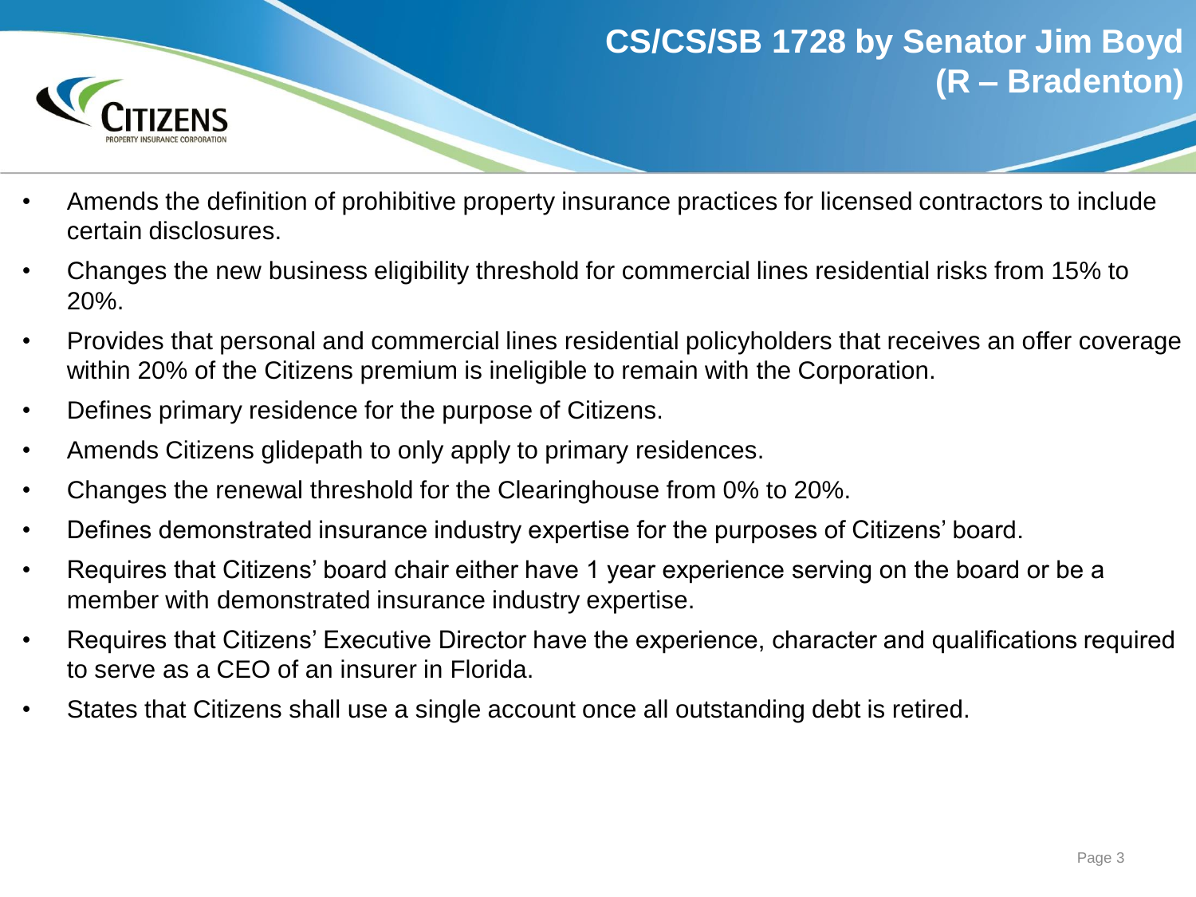# CS/CS/SB 1728 by Senator Jim Boyd (R – Bradenton)

- Amends the definition of prohibitive property insurance practices for licensed contractors to include certain disclosures.
- Changes the new business eligibility threshold for commercial lines residential risks from 15% to 20%.
- Provides that personal and commercial lines residential policyholders that receives an offer coverage within 20% of the Citizens premium is ineligible to remain with the Corporation.
- Defines primary residence for the purpose of Citizens.
- Amends Citizens glidepath to only apply to primary residences.
- Changes the renewal threshold for the Clearinghouse from 0% to 20%.
- Defines demonstrated insurance industry expertise for the purposes of Citizens' board.
- Requires that Citizens' board chair either have 1 year experience serving on the board or be a member with demonstrated insurance industry expertise.
- Requires that Citizens' Executive Director have the experience, character and qualifications required to serve as a CEO of an insurer in Florida.
- States that Citizens shall use a single account once all outstanding debt is retired.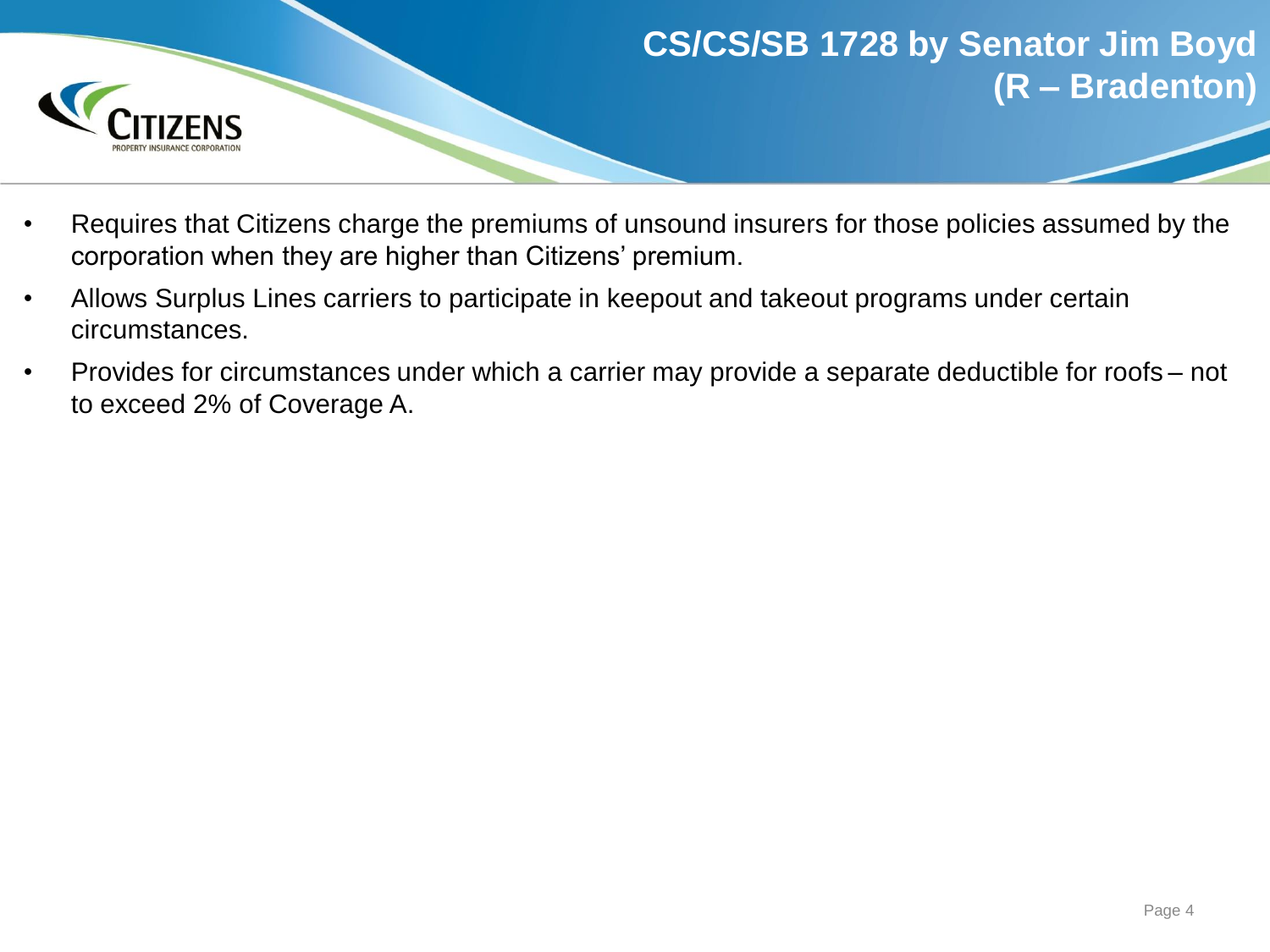# CS/CS/SB 1728 by Senator Jim Boyd (R – Bradenton)

- Requires that Citizens charge the premiums of unsound insurers for those policies assumed by the corporation when they are higher than Citizens' premium.
- Allows Surplus Lines carriers to participate in keepout and takeout programs under certain circumstances.
- Provides for circumstances under which a carrier may provide a separate deductible for roofs – not to exceed 2% of Coverage A.